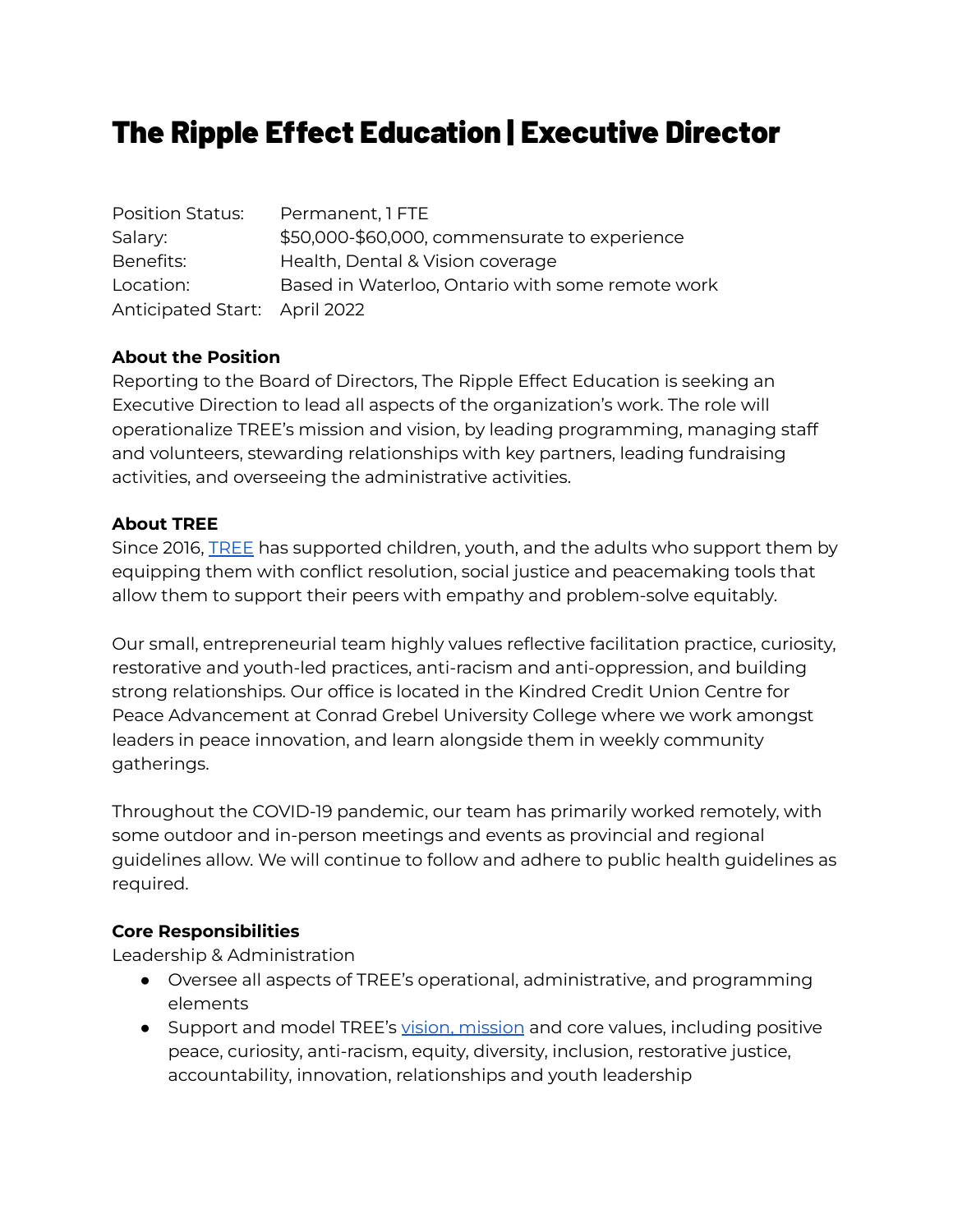# The Ripple Effect Education | Executive Director

| | |
|---|---|
| Position Status: | Permanent, 1 FTE |
| Salary: | $50,000-$60,000, commensurate to experience |
| Benefits: | Health, Dental & Vision coverage |
| Location: | Based in Waterloo, Ontario with some remote work |
| Anticipated Start: | April 2022 |

**About the Position**
Reporting to the Board of Directors, The Ripple Effect Education is seeking an Executive Direction to lead all aspects of the organization's work. The role will operationalize TREE's mission and vision, by leading programming, managing staff and volunteers, stewarding relationships with key partners, leading fundraising activities, and overseeing the administrative activities.

**About TREE**
Since 2016, TREE has supported children, youth, and the adults who support them by equipping them with conflict resolution, social justice and peacemaking tools that allow them to support their peers with empathy and problem-solve equitably.

Our small, entrepreneurial team highly values reflective facilitation practice, curiosity, restorative and youth-led practices, anti-racism and anti-oppression, and building strong relationships. Our office is located in the Kindred Credit Union Centre for Peace Advancement at Conrad Grebel University College where we work amongst leaders in peace innovation, and learn alongside them in weekly community gatherings.

Throughout the COVID-19 pandemic, our team has primarily worked remotely, with some outdoor and in-person meetings and events as provincial and regional guidelines allow. We will continue to follow and adhere to public health guidelines as required.

**Core Responsibilities**
Leadership & Administration

- Oversee all aspects of TREE's operational, administrative, and programming elements
- Support and model TREE's vision, mission and core values, including positive peace, curiosity, anti-racism, equity, diversity, inclusion, restorative justice, accountability, innovation, relationships and youth leadership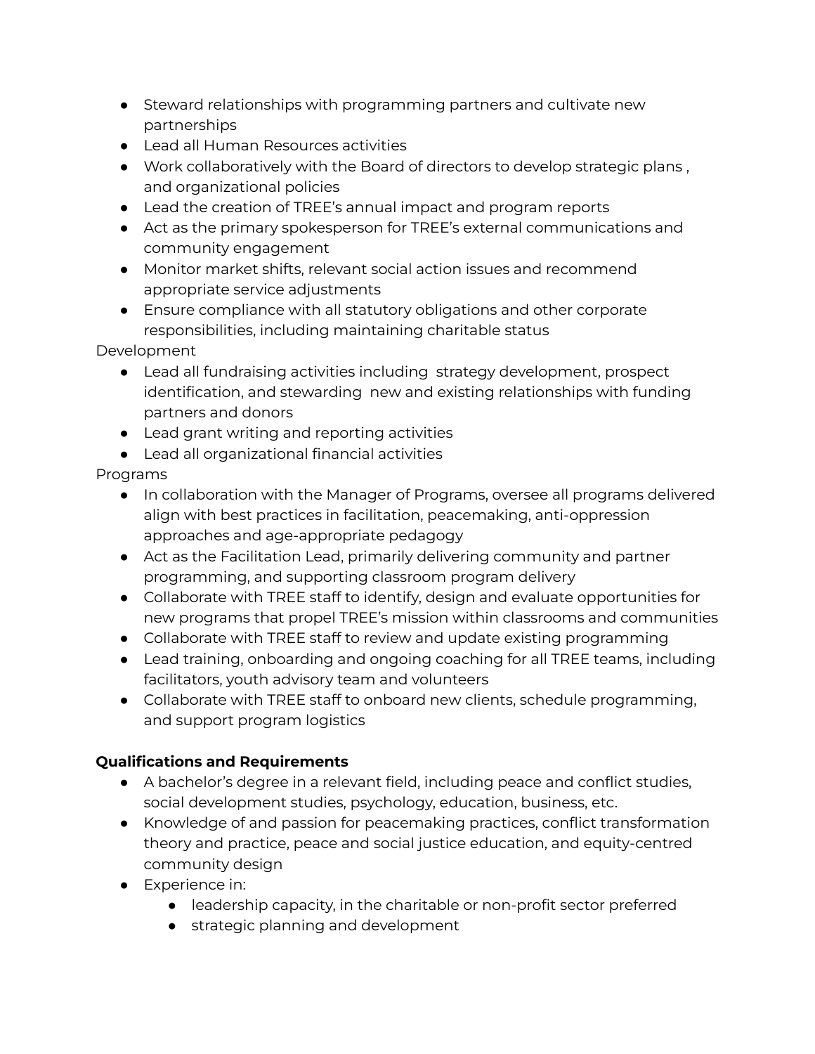- Steward relationships with programming partners and cultivate new partnerships
- Lead all Human Resources activities
- Work collaboratively with the Board of directors to develop strategic plans , and organizational policies
- Lead the creation of TREE's annual impact and program reports
- Act as the primary spokesperson for TREE's external communications and community engagement
- Monitor market shifts, relevant social action issues and recommend appropriate service adjustments
- Ensure compliance with all statutory obligations and other corporate responsibilities, including maintaining charitable status

Development

- Lead all fundraising activities including strategy development, prospect identification, and stewarding new and existing relationships with funding partners and donors
- Lead grant writing and reporting activities
- Lead all organizational financial activities

Programs

- In collaboration with the Manager of Programs, oversee all programs delivered align with best practices in facilitation, peacemaking, anti-oppression approaches and age-appropriate pedagogy
- Act as the Facilitation Lead, primarily delivering community and partner programming, and supporting classroom program delivery
- Collaborate with TREE staff to identify, design and evaluate opportunities for new programs that propel TREE's mission within classrooms and communities
- Collaborate with TREE staff to review and update existing programming
- Lead training, onboarding and ongoing coaching for all TREE teams, including facilitators, youth advisory team and volunteers
- Collaborate with TREE staff to onboard new clients, schedule programming, and support program logistics

**Qualifications and Requirements**

- A bachelor's degree in a relevant field, including peace and conflict studies, social development studies, psychology, education, business, etc.
- Knowledge of and passion for peacemaking practices, conflict transformation theory and practice, peace and social justice education, and equity-centred community design
- Experience in:
  - leadership capacity, in the charitable or non-profit sector preferred
  - strategic planning and development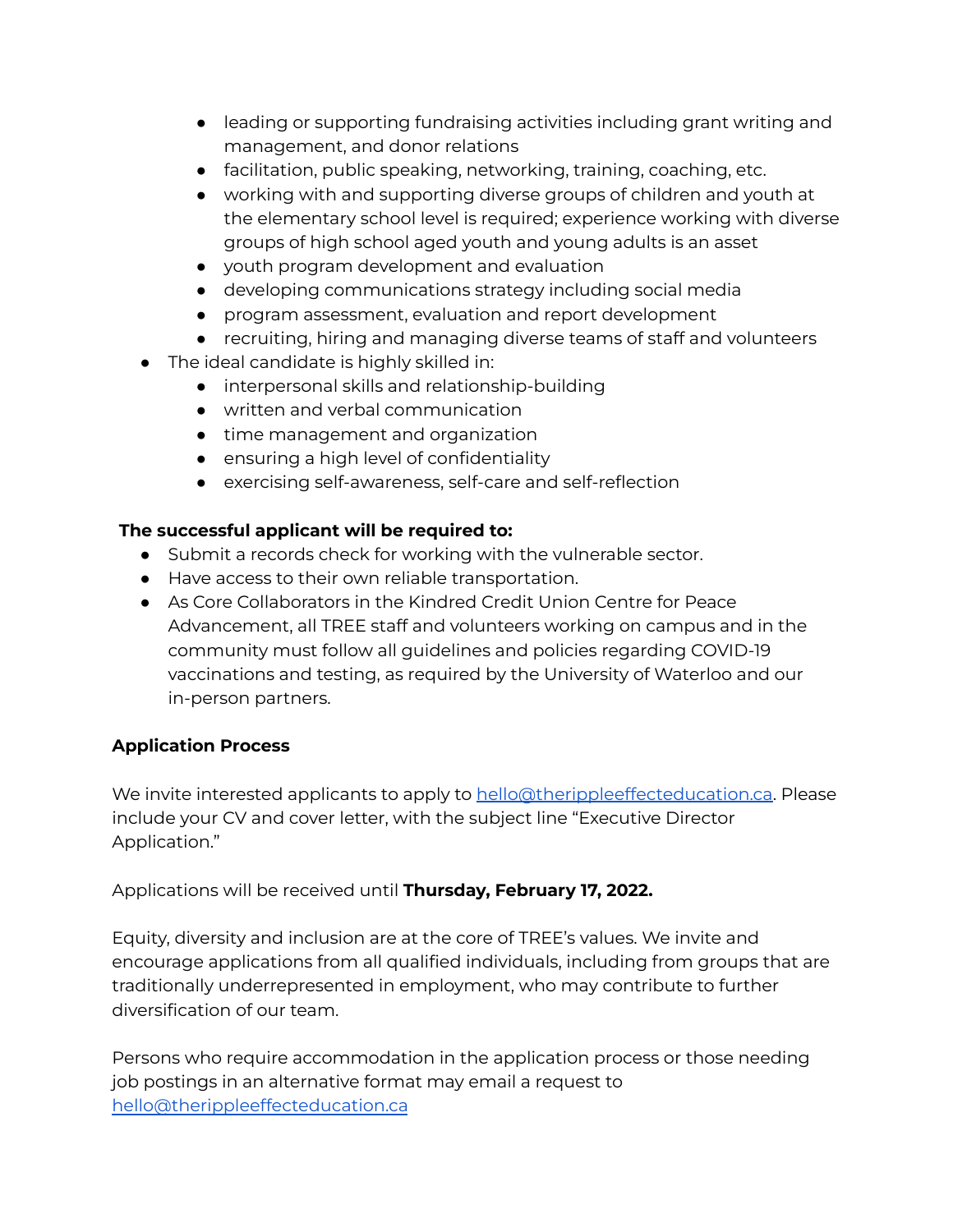- leading or supporting fundraising activities including grant writing and management, and donor relations
    - facilitation, public speaking, networking, training, coaching, etc.
    - working with and supporting diverse groups of children and youth at the elementary school level is required; experience working with diverse groups of high school aged youth and young adults is an asset
    - youth program development and evaluation
    - developing communications strategy including social media
    - program assessment, evaluation and report development
    - recruiting, hiring and managing diverse teams of staff and volunteers
- The ideal candidate is highly skilled in:
    - interpersonal skills and relationship-building
    - written and verbal communication
    - time management and organization
    - ensuring a high level of confidentiality
    - exercising self-awareness, self-care and self-reflection

**The successful applicant will be required to:**

- Submit a records check for working with the vulnerable sector.
- Have access to their own reliable transportation.
- As Core Collaborators in the Kindred Credit Union Centre for Peace Advancement, all TREE staff and volunteers working on campus and in the community must follow all guidelines and policies regarding COVID-19 vaccinations and testing, as required by the University of Waterloo and our in-person partners.

**Application Process**

We invite interested applicants to apply to hello@therippleeffecteducation.ca. Please include your CV and cover letter, with the subject line "Executive Director Application."

Applications will be received until **Thursday, February 17, 2022.**

Equity, diversity and inclusion are at the core of TREE's values. We invite and encourage applications from all qualified individuals, including from groups that are traditionally underrepresented in employment, who may contribute to further diversification of our team.

Persons who require accommodation in the application process or those needing job postings in an alternative format may email a request to hello@therippleeffecteducation.ca